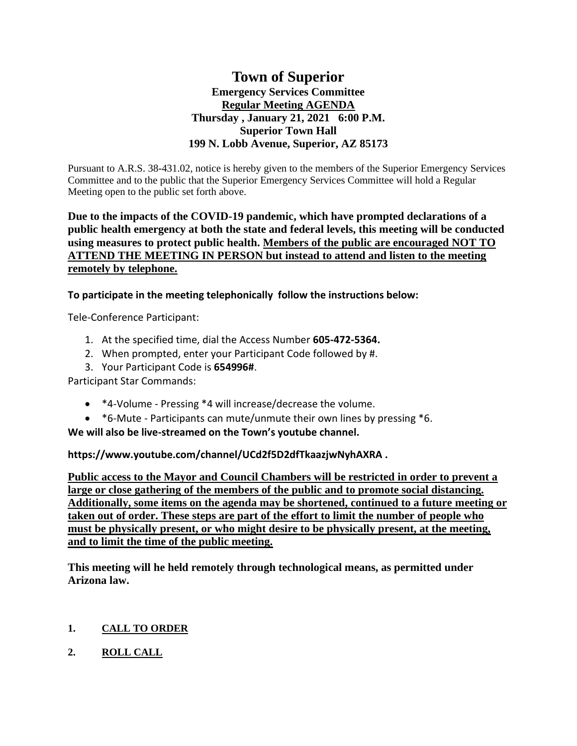# Town of Superior

## Emergency Services Committee

## Regular Meeting AGENDA

## Thursday , January 21, 2021 6:00 P.M.

## Superior Town Hall

## 199 N. Lobb Avenue, Superior, AZ 85173

Pursuant to A.R.S. 38-431.02, notice is hereby given to the members of the Superior Emergency Services Committee and to the public that the Superior Emergency Services Committee will hold a Regular Meeting open to the public set forth above.

**Due to the impacts of the COVID-19 pandemic, which have prompted declarations of a public health emergency at both the state and federal levels, this meeting will be conducted using measures to protect public health. Members of the public are encouraged NOT TO ATTEND THE MEETING IN PERSON but instead to attend and listen to the meeting remotely by telephone.**

**To participate in the meeting telephonically follow the instructions below:**

Tele-Conference Participant:

1. At the specified time, dial the Access Number **605-472-5364.**
2. When prompted, enter your Participant Code followed by #.
3. Your Participant Code is **654996#**.

Participant Star Commands:

- *4-Volume - Pressing *4 will increase/decrease the volume.
- *6-Mute - Participants can mute/unmute their own lines by pressing *6.

**We will also be live-streamed on the Town's youtube channel.**

**https://www.youtube.com/channel/UCd2f5D2dfTkaazjwNyhAXRA .**

**Public access to the Mayor and Council Chambers will be restricted in order to prevent a large or close gathering of the members of the public and to promote social distancing. Additionally, some items on the agenda may be shortened, continued to a future meeting or taken out of order. These steps are part of the effort to limit the number of people who must be physically present, or who might desire to be physically present, at the meeting, and to limit the time of the public meeting.**

**This meeting will he held remotely through technological means, as permitted under Arizona law.**

1. **CALL TO ORDER**
2. **ROLL CALL**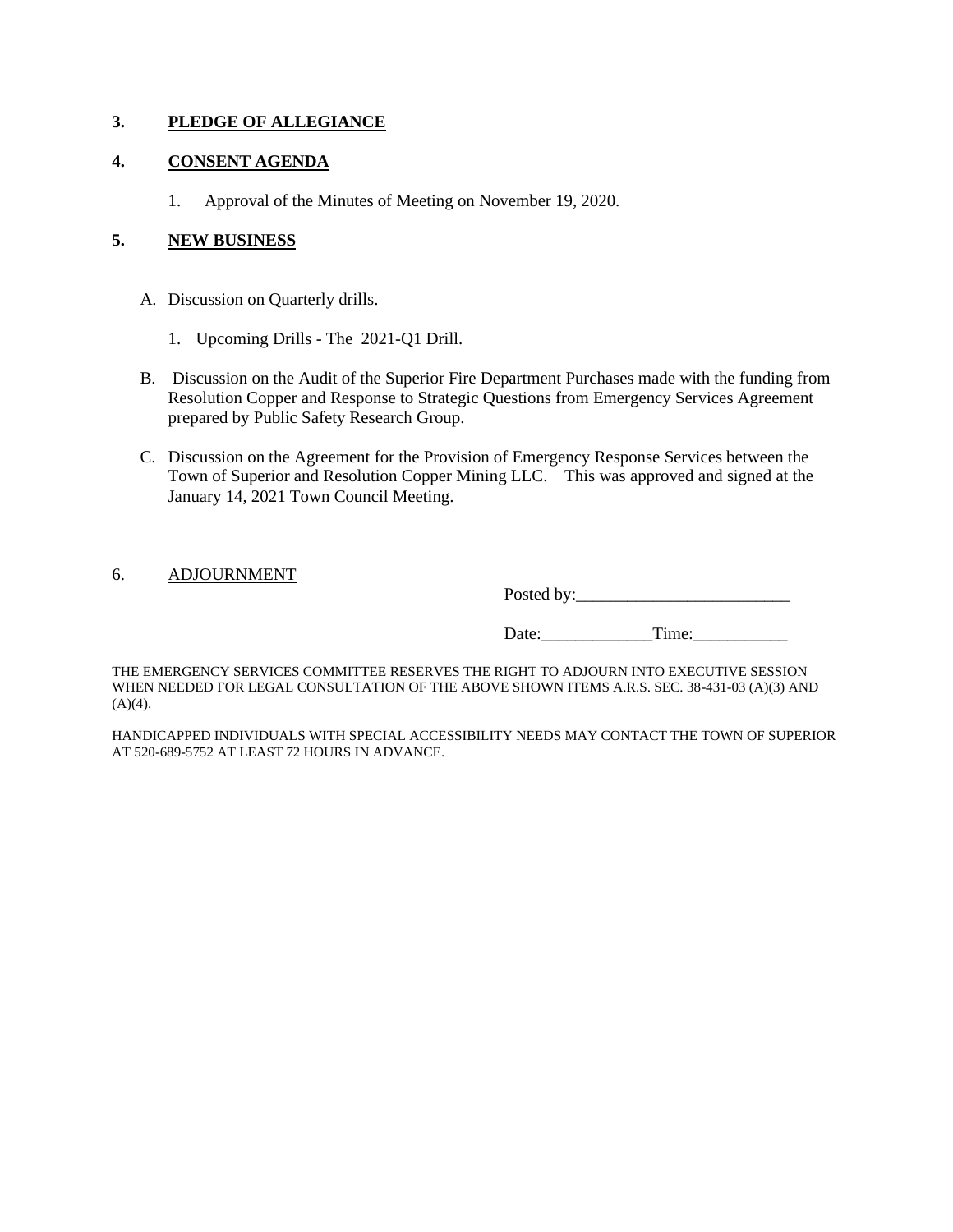**3. PLEDGE OF ALLEGIANCE**

**4. CONSENT AGENDA**

1. Approval of the Minutes of Meeting on November 19, 2020.

**5. NEW BUSINESS**

A. Discussion on Quarterly drills.

   1. Upcoming Drills - The 2021-Q1 Drill.

B. Discussion on the Audit of the Superior Fire Department Purchases made with the funding from Resolution Copper and Response to Strategic Questions from Emergency Services Agreement prepared by Public Safety Research Group.

C. Discussion on the Agreement for the Provision of Emergency Response Services between the Town of Superior and Resolution Copper Mining LLC. This was approved and signed at the January 14, 2021 Town Council Meeting.

6. ADJOURNMENT

Posted by:________________________

Date:____________Time:__________

THE EMERGENCY SERVICES COMMITTEE RESERVES THE RIGHT TO ADJOURN INTO EXECUTIVE SESSION WHEN NEEDED FOR LEGAL CONSULTATION OF THE ABOVE SHOWN ITEMS A.R.S. SEC. 38-431-03 (A)(3) AND (A)(4).

HANDICAPPED INDIVIDUALS WITH SPECIAL ACCESSIBILITY NEEDS MAY CONTACT THE TOWN OF SUPERIOR AT 520-689-5752 AT LEAST 72 HOURS IN ADVANCE.